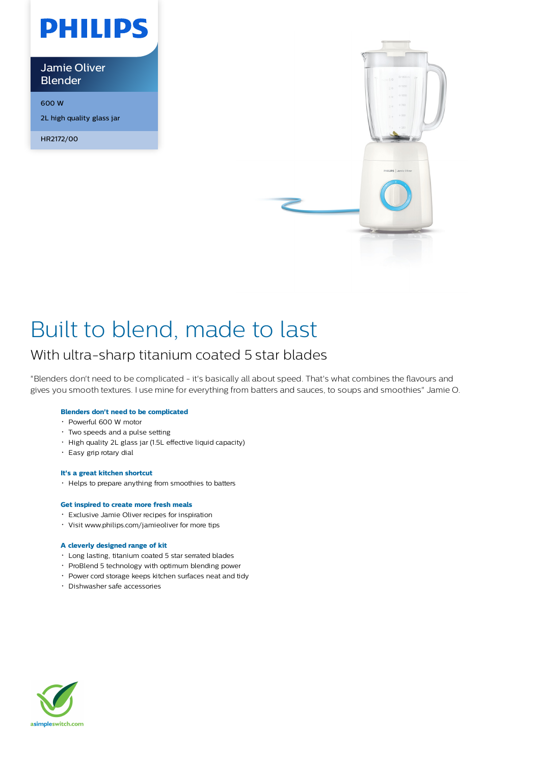# PHILIPS

## Jamie Oliver Blender

600 W

2L high quality glass jar

HR2172/00

# Built to blend, made to last

## With ultra-sharp titanium coated 5 star blades

"Blenders don't need to be complicated - it's basically all about speed. That's what combines the flavours and gives you smooth textures. I use mine for everything from batters and sauces, to soups and smoothies" Jamie O.

**Blenders don't need to be complicated**

- Powerful 600 W motor
- Two speeds and a pulse setting
- High quality 2L glass jar (1.5L effective liquid capacity)
- Easy grip rotary dial

**It's a great kitchen shortcut**

- Helps to prepare anything from smoothies to batters

**Get inspired to create more fresh meals**

- Exclusive Jamie Oliver recipes for inspiration
- Visit www.philips.com/jamieoliver for more tips

**A cleverly designed range of kit**

- Long lasting, titanium coated 5 star serrated blades
- ProBlend 5 technology with optimum blending power
- Power cord storage keeps kitchen surfaces neat and tidy
- Dishwasher safe accessories

asimpleswitch.com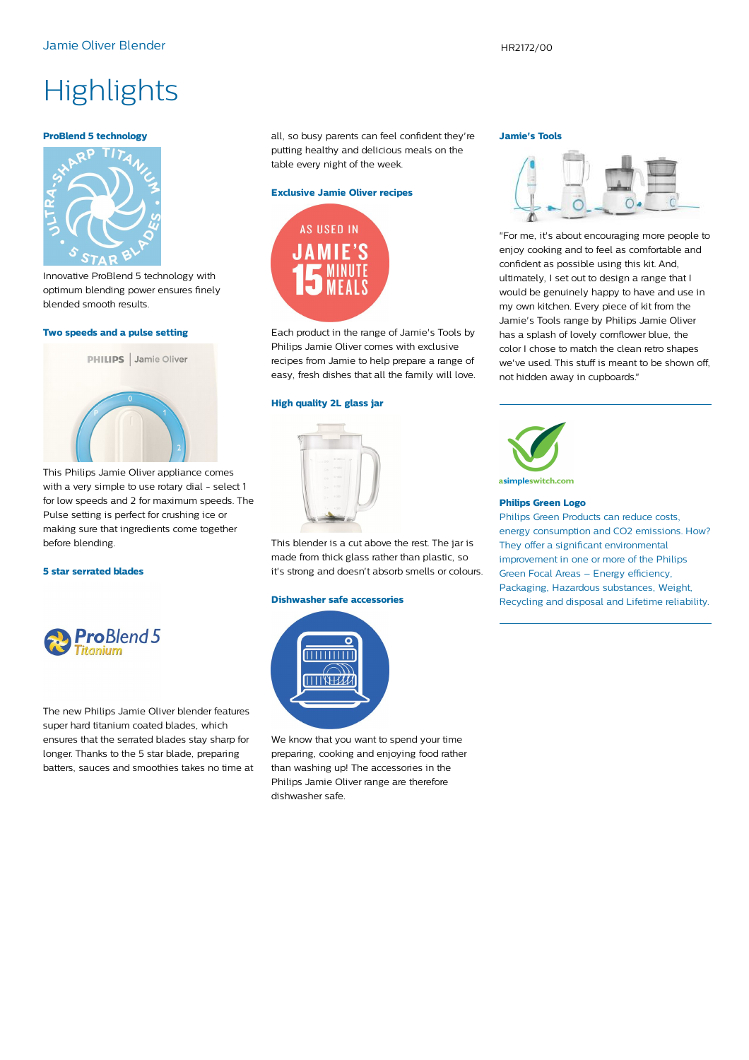# Highlights

### ProBlend 5 technology

Innovative ProBlend 5 technology with optimum blending power ensures finely blended smooth results.

### Two speeds and a pulse setting

This Philips Jamie Oliver appliance comes with a very simple to use rotary dial - select 1 for low speeds and 2 for maximum speeds. The Pulse setting is perfect for crushing ice or making sure that ingredients come together before blending.

### 5 star serrated blades

The new Philips Jamie Oliver blender features super hard titanium coated blades, which ensures that the serrated blades stay sharp for longer. Thanks to the 5 star blade, preparing batters, sauces and smoothies takes no time at all, so busy parents can feel confident they're putting healthy and delicious meals on the table every night of the week.

### Exclusive Jamie Oliver recipes

Each product in the range of Jamie's Tools by Philips Jamie Oliver comes with exclusive recipes from Jamie to help prepare a range of easy, fresh dishes that all the family will love.

### High quality 2L glass jar

This blender is a cut above the rest. The jar is made from thick glass rather than plastic, so it's strong and doesn't absorb smells or colours.

### Dishwasher safe accessories

We know that you want to spend your time preparing, cooking and enjoying food rather than washing up! The accessories in the Philips Jamie Oliver range are therefore dishwasher safe.

### Jamie's Tools

"For me, it's about encouraging more people to enjoy cooking and to feel as comfortable and confident as possible using this kit. And, ultimately, I set out to design a range that I would be genuinely happy to have and use in my own kitchen. Every piece of kit from the Jamie's Tools range by Philips Jamie Oliver has a splash of lovely cornflower blue, the color I chose to match the clean retro shapes we've used. This stuff is meant to be shown off, not hidden away in cupboards."

### Philips Green Logo

Philips Green Products can reduce costs, energy consumption and CO2 emissions. How? They offer a significant environmental improvement in one or more of the Philips Green Focal Areas – Energy efficiency, Packaging, Hazardous substances, Weight, Recycling and disposal and Lifetime reliability.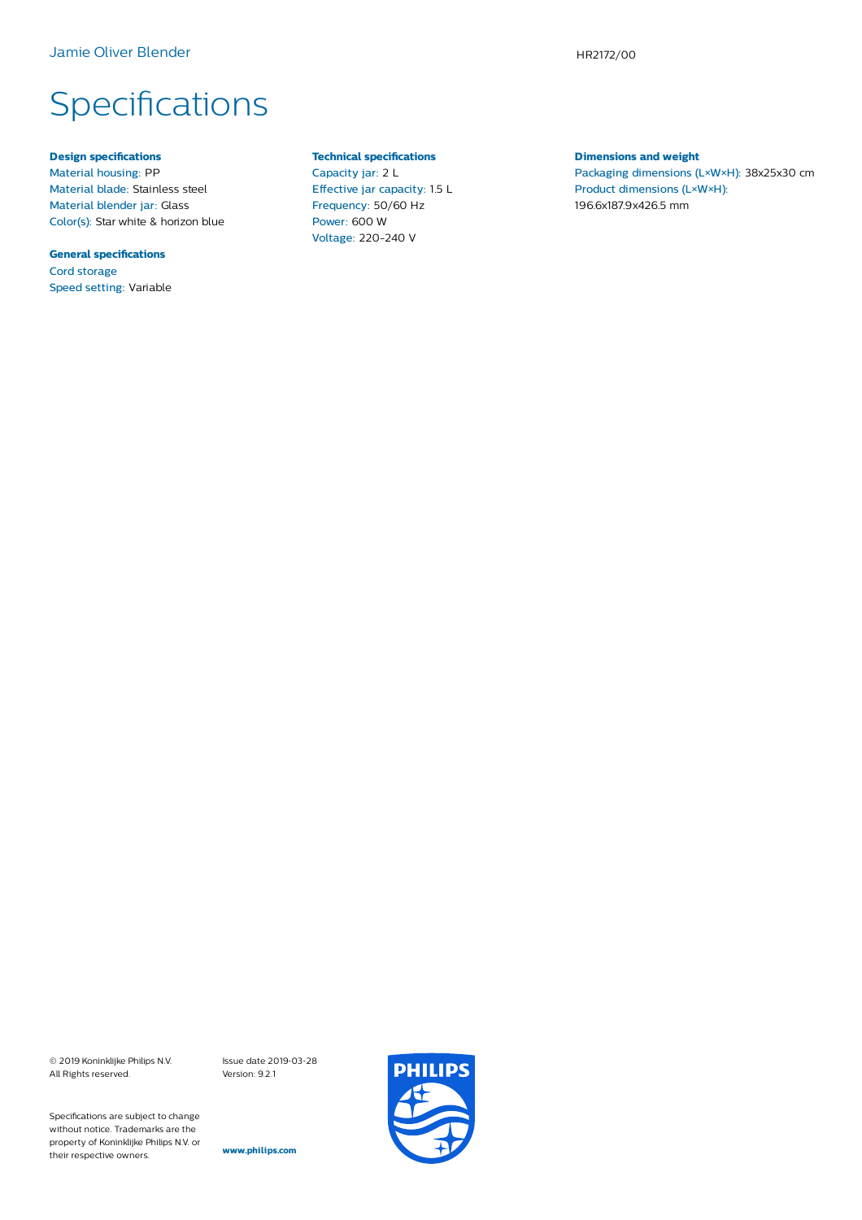# Specifications

### Design specifications

Material housing: PP
Material blade: Stainless steel
Material blender jar: Glass
Color(s): Star white & horizon blue

### General specifications

Cord storage
Speed setting: Variable

### Technical specifications

Capacity jar: 2 L
Effective jar capacity: 1.5 L
Frequency: 50/60 Hz
Power: 600 W
Voltage: 220-240 V

### Dimensions and weight

Packaging dimensions (L×W×H): 38x25x30 cm
Product dimensions (L×W×H): 196.6x187.9x426.5 mm

© 2019 Koninklijke Philips N.V.
All Rights reserved.

Specifications are subject to change without notice. Trademarks are the property of Koninklijke Philips N.V. or their respective owners.

Issue date 2019-03-28
Version: 9.2.1

www.philips.com